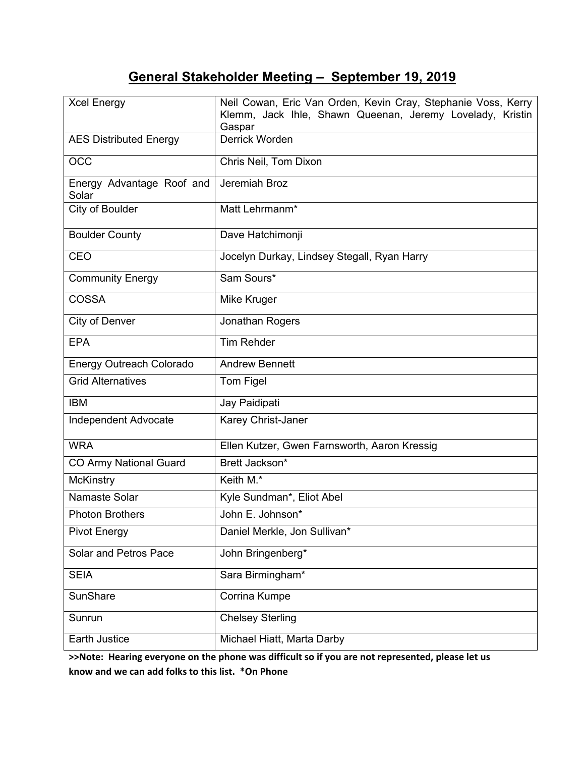# General Stakeholder Meeting – September 19, 2019

| Organization | Attendees |
|---|---|
| Xcel Energy | Neil Cowan, Eric Van Orden, Kevin Cray, Stephanie Voss, Kerry Klemm, Jack Ihle, Shawn Queenan, Jeremy Lovelady, Kristin Gaspar |
| AES Distributed Energy | Derrick Worden |
| OCC | Chris Neil, Tom Dixon |
| Energy Advantage Roof and Solar | Jeremiah Broz |
| City of Boulder | Matt Lehrmanm* |
| Boulder County | Dave Hatchimonji |
| CEO | Jocelyn Durkay, Lindsey Stegall, Ryan Harry |
| Community Energy | Sam Sours* |
| COSSA | Mike Kruger |
| City of Denver | Jonathan Rogers |
| EPA | Tim Rehder |
| Energy Outreach Colorado | Andrew Bennett |
| Grid Alternatives | Tom Figel |
| IBM | Jay Paidipati |
| Independent Advocate | Karey Christ-Janer |
| WRA | Ellen Kutzer, Gwen Farnsworth, Aaron Kressig |
| CO Army National Guard | Brett Jackson* |
| McKinstry | Keith M.* |
| Namaste Solar | Kyle Sundman*, Eliot Abel |
| Photon Brothers | John E. Johnson* |
| Pivot Energy | Daniel Merkle, Jon Sullivan* |
| Solar and Petros Pace | John Bringenberg* |
| SEIA | Sara Birmingham* |
| SunShare | Corrina Kumpe |
| Sunrun | Chelsey Sterling |
| Earth Justice | Michael Hiatt, Marta Darby |

**>>Note: Hearing everyone on the phone was difficult so if you are not represented, please let us know and we can add folks to this list. *On Phone**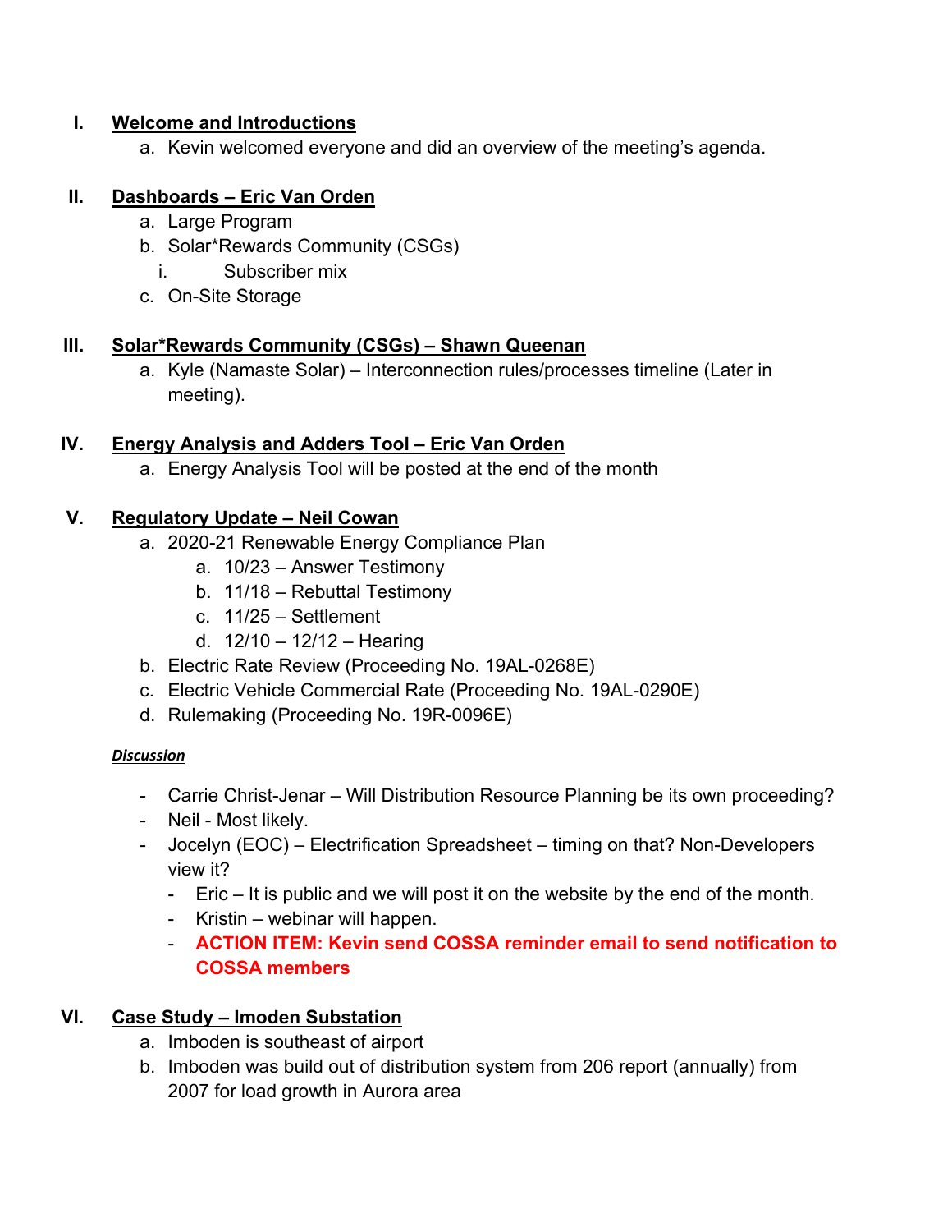## I. Welcome and Introductions

a. Kevin welcomed everyone and did an overview of the meeting's agenda.

## II. Dashboards – Eric Van Orden

a. Large Program
b. Solar*Rewards Community (CSGs)
   i. Subscriber mix
c. On-Site Storage

## III. Solar*Rewards Community (CSGs) – Shawn Queenan

a. Kyle (Namaste Solar) – Interconnection rules/processes timeline (Later in meeting).

## IV. Energy Analysis and Adders Tool – Eric Van Orden

a. Energy Analysis Tool will be posted at the end of the month

## V. Regulatory Update – Neil Cowan

a. 2020-21 Renewable Energy Compliance Plan
   a. 10/23 – Answer Testimony
   b. 11/18 – Rebuttal Testimony
   c. 11/25 – Settlement
   d. 12/10 – 12/12 – Hearing
b. Electric Rate Review (Proceeding No. 19AL-0268E)
c. Electric Vehicle Commercial Rate (Proceeding No. 19AL-0290E)
d. Rulemaking (Proceeding No. 19R-0096E)

***Discussion***

- Carrie Christ-Jenar – Will Distribution Resource Planning be its own proceeding?
- Neil - Most likely.
- Jocelyn (EOC) – Electrification Spreadsheet – timing on that? Non-Developers view it?
  - Eric – It is public and we will post it on the website by the end of the month.
  - Kristin – webinar will happen.
  - **ACTION ITEM: Kevin send COSSA reminder email to send notification to COSSA members**

## VI. Case Study – Imoden Substation

a. Imboden is southeast of airport
b. Imboden was build out of distribution system from 206 report (annually) from 2007 for load growth in Aurora area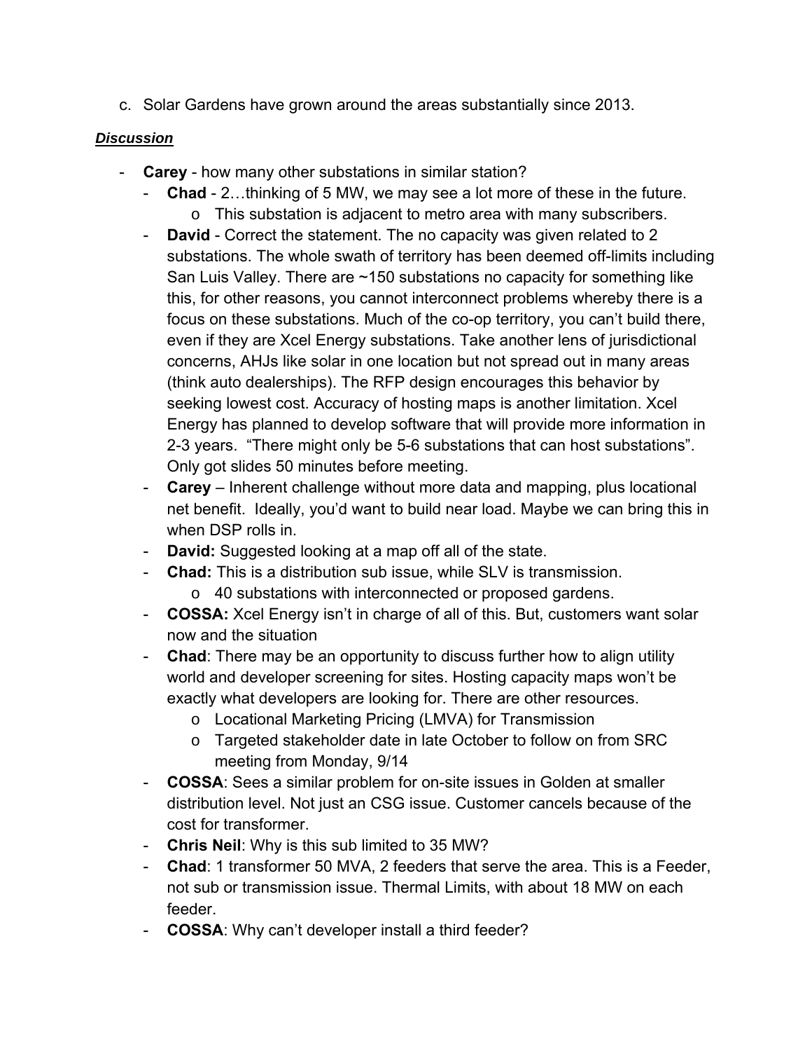c. Solar Gardens have grown around the areas substantially since 2013.

***Discussion***

- **Carey** - how many other substations in similar station?
  - **Chad** - 2…thinking of 5 MW, we may see a lot more of these in the future.
    - o This substation is adjacent to metro area with many subscribers.
  - **David** - Correct the statement. The no capacity was given related to 2 substations. The whole swath of territory has been deemed off-limits including San Luis Valley. There are ~150 substations no capacity for something like this, for other reasons, you cannot interconnect problems whereby there is a focus on these substations. Much of the co-op territory, you can't build there, even if they are Xcel Energy substations. Take another lens of jurisdictional concerns, AHJs like solar in one location but not spread out in many areas (think auto dealerships). The RFP design encourages this behavior by seeking lowest cost. Accuracy of hosting maps is another limitation. Xcel Energy has planned to develop software that will provide more information in 2-3 years. "There might only be 5-6 substations that can host substations". Only got slides 50 minutes before meeting.
  - **Carey** – Inherent challenge without more data and mapping, plus locational net benefit. Ideally, you'd want to build near load. Maybe we can bring this in when DSP rolls in.
  - **David:** Suggested looking at a map off all of the state.
  - **Chad:** This is a distribution sub issue, while SLV is transmission.
    - o 40 substations with interconnected or proposed gardens.
  - **COSSA:** Xcel Energy isn't in charge of all of this. But, customers want solar now and the situation
  - **Chad**: There may be an opportunity to discuss further how to align utility world and developer screening for sites. Hosting capacity maps won't be exactly what developers are looking for. There are other resources.
    - o Locational Marketing Pricing (LMVA) for Transmission
    - o Targeted stakeholder date in late October to follow on from SRC meeting from Monday, 9/14
  - **COSSA**: Sees a similar problem for on-site issues in Golden at smaller distribution level. Not just an CSG issue. Customer cancels because of the cost for transformer.
  - **Chris Neil**: Why is this sub limited to 35 MW?
  - **Chad**: 1 transformer 50 MVA, 2 feeders that serve the area. This is a Feeder, not sub or transmission issue. Thermal Limits, with about 18 MW on each feeder.
  - **COSSA**: Why can't developer install a third feeder?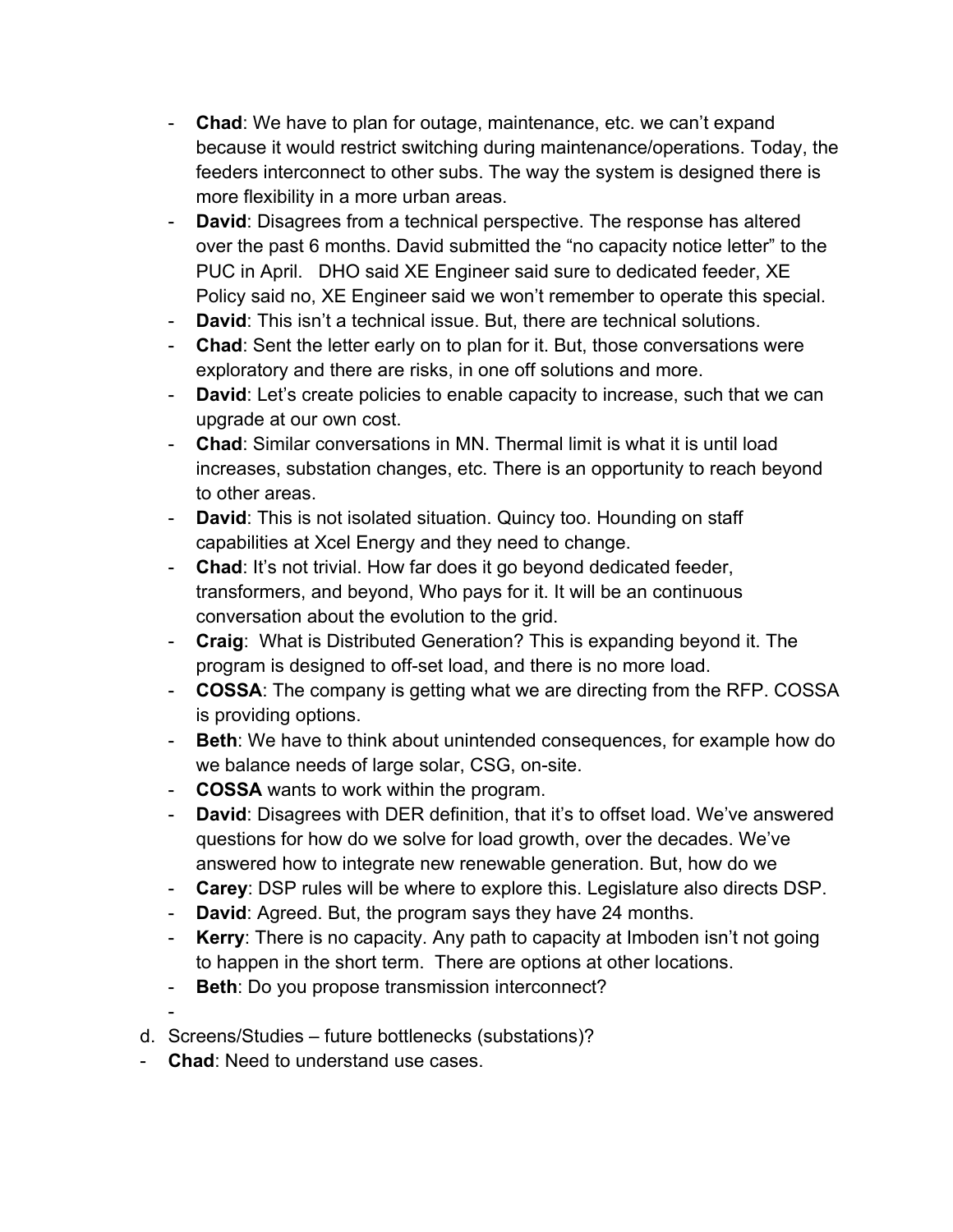- **Chad**: We have to plan for outage, maintenance, etc. we can't expand because it would restrict switching during maintenance/operations. Today, the feeders interconnect to other subs. The way the system is designed there is more flexibility in a more urban areas.
- **David**: Disagrees from a technical perspective. The response has altered over the past 6 months. David submitted the "no capacity notice letter" to the PUC in April. DHO said XE Engineer said sure to dedicated feeder, XE Policy said no, XE Engineer said we won't remember to operate this special.
- **David**: This isn't a technical issue. But, there are technical solutions.
- **Chad**: Sent the letter early on to plan for it. But, those conversations were exploratory and there are risks, in one off solutions and more.
- **David**: Let's create policies to enable capacity to increase, such that we can upgrade at our own cost.
- **Chad**: Similar conversations in MN. Thermal limit is what it is until load increases, substation changes, etc. There is an opportunity to reach beyond to other areas.
- **David**: This is not isolated situation. Quincy too. Hounding on staff capabilities at Xcel Energy and they need to change.
- **Chad**: It's not trivial. How far does it go beyond dedicated feeder, transformers, and beyond, Who pays for it. It will be an continuous conversation about the evolution to the grid.
- **Craig**: What is Distributed Generation? This is expanding beyond it. The program is designed to off-set load, and there is no more load.
- **COSSA**: The company is getting what we are directing from the RFP. COSSA is providing options.
- **Beth**: We have to think about unintended consequences, for example how do we balance needs of large solar, CSG, on-site.
- **COSSA** wants to work within the program.
- **David**: Disagrees with DER definition, that it's to offset load. We've answered questions for how do we solve for load growth, over the decades. We've answered how to integrate new renewable generation. But, how do we
- **Carey**: DSP rules will be where to explore this. Legislature also directs DSP.
- **David**: Agreed. But, the program says they have 24 months.
- **Kerry**: There is no capacity. Any path to capacity at Imboden isn't not going to happen in the short term. There are options at other locations.
- **Beth**: Do you propose transmission interconnect?
-

d. Screens/Studies – future bottlenecks (substations)?

- **Chad**: Need to understand use cases.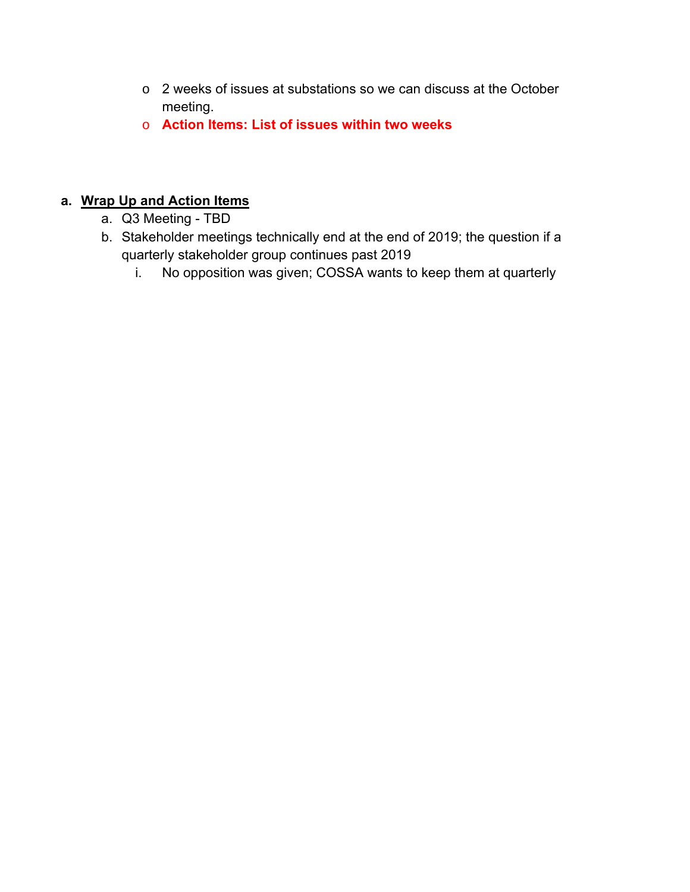- 2 weeks of issues at substations so we can discuss at the October meeting.
- **Action Items: List of issues within two weeks**

a. **Wrap Up and Action Items**

    a. Q3 Meeting - TBD

    b. Stakeholder meetings technically end at the end of 2019; the question if a quarterly stakeholder group continues past 2019

        i. No opposition was given; COSSA wants to keep them at quarterly